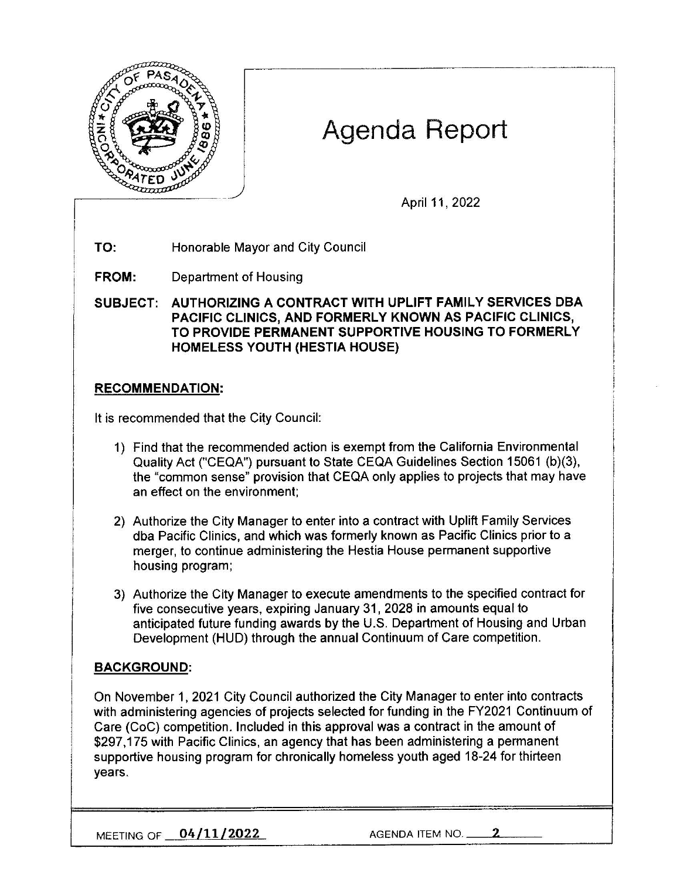# Agenda Report

April 11, 2022

**TO:** Honorable Mayor and City Council

**FROM:** Department of Housing

**SUBJECT: AUTHORIZING A CONTRACT WITH UPLIFT FAMILY SERVICES DBA PACIFIC CLINICS, AND FORMERLY KNOWN AS PACIFIC CLINICS, TO PROVIDE PERMANENT SUPPORTIVE HOUSING TO FORMERLY HOMELESS YOUTH (HESTIA HOUSE)**

## RECOMMENDATION:

It is recommended that the City Council:

1) Find that the recommended action is exempt from the California Environmental Quality Act ("CEQA") pursuant to State CEQA Guidelines Section 15061 (b)(3), the "common sense" provision that CEQA only applies to projects that may have an effect on the environment;

2) Authorize the City Manager to enter into a contract with Uplift Family Services dba Pacific Clinics, and which was formerly known as Pacific Clinics prior to a merger, to continue administering the Hestia House permanent supportive housing program;

3) Authorize the City Manager to execute amendments to the specified contract for five consecutive years, expiring January 31, 2028 in amounts equal to anticipated future funding awards by the U.S. Department of Housing and Urban Development (HUD) through the annual Continuum of Care competition.

## BACKGROUND:

On November 1, 2021 City Council authorized the City Manager to enter into contracts with administering agencies of projects selected for funding in the FY2021 Continuum of Care (CoC) competition. Included in this approval was a contract in the amount of $297,175 with Pacific Clinics, an agency that has been administering a permanent supportive housing program for chronically homeless youth aged 18-24 for thirteen years.

MEETING OF 04/11/2022 AGENDA ITEM NO. 2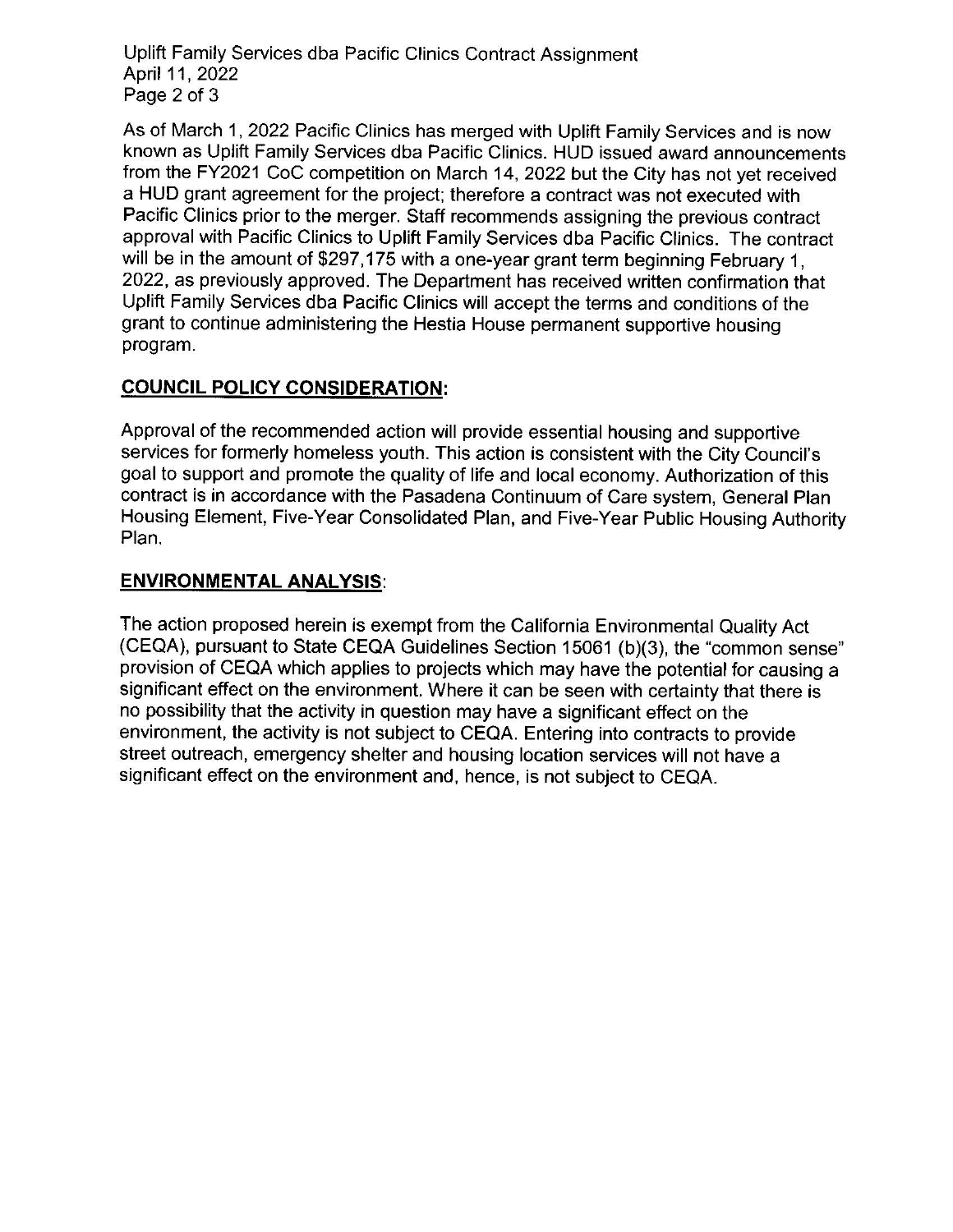As of March 1, 2022 Pacific Clinics has merged with Uplift Family Services and is now known as Uplift Family Services dba Pacific Clinics. HUD issued award announcements from the FY2021 CoC competition on March 14, 2022 but the City has not yet received a HUD grant agreement for the project; therefore a contract was not executed with Pacific Clinics prior to the merger. Staff recommends assigning the previous contract approval with Pacific Clinics to Uplift Family Services dba Pacific Clinics. The contract will be in the amount of $297,175 with a one-year grant term beginning February 1, 2022, as previously approved. The Department has received written confirmation that Uplift Family Services dba Pacific Clinics will accept the terms and conditions of the grant to continue administering the Hestia House permanent supportive housing program.

## COUNCIL POLICY CONSIDERATION:

Approval of the recommended action will provide essential housing and supportive services for formerly homeless youth. This action is consistent with the City Council's goal to support and promote the quality of life and local economy. Authorization of this contract is in accordance with the Pasadena Continuum of Care system, General Plan Housing Element, Five-Year Consolidated Plan, and Five-Year Public Housing Authority Plan.

## ENVIRONMENTAL ANALYSIS:

The action proposed herein is exempt from the California Environmental Quality Act (CEQA), pursuant to State CEQA Guidelines Section 15061 (b)(3), the "common sense" provision of CEQA which applies to projects which may have the potential for causing a significant effect on the environment. Where it can be seen with certainty that there is no possibility that the activity in question may have a significant effect on the environment, the activity is not subject to CEQA. Entering into contracts to provide street outreach, emergency shelter and housing location services will not have a significant effect on the environment and, hence, is not subject to CEQA.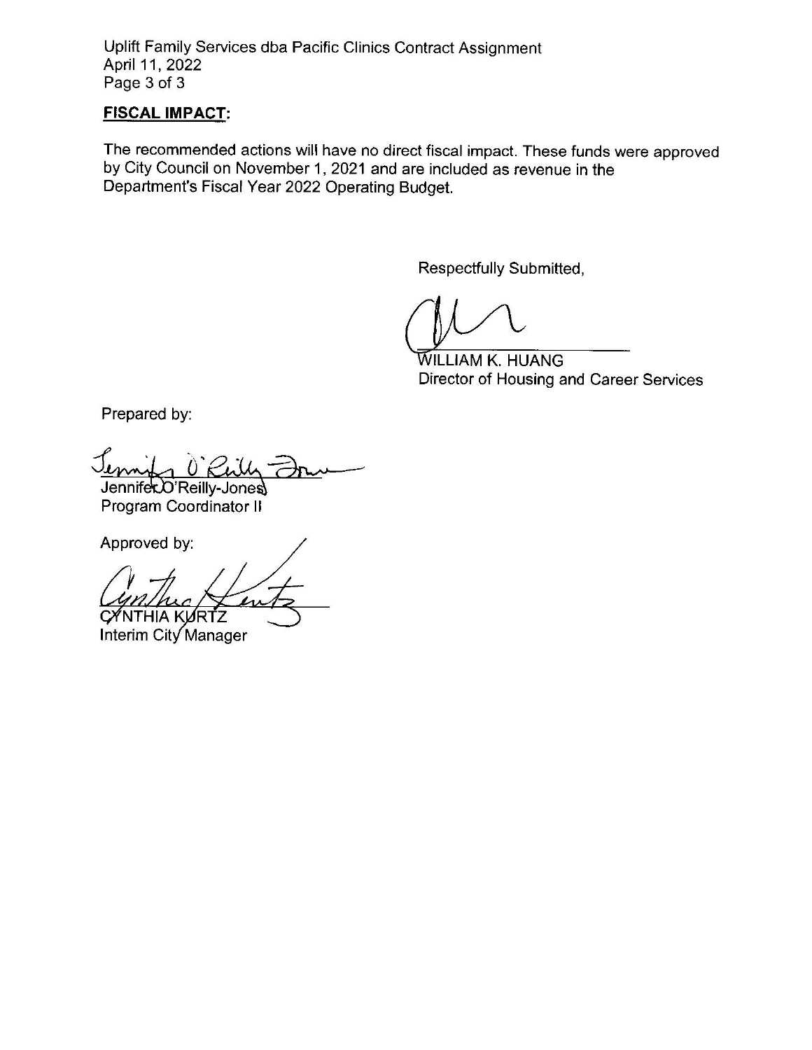**FISCAL IMPACT:**

The recommended actions will have no direct fiscal impact. These funds were approved by City Council on November 1, 2021 and are included as revenue in the Department's Fiscal Year 2022 Operating Budget.

Respectfully Submitted,

WILLIAM K. HUANG
Director of Housing and Career Services

Prepared by:

Jennifer O'Reilly-Jones
Program Coordinator II

Approved by:

CYNTHIA KURTZ
Interim City Manager